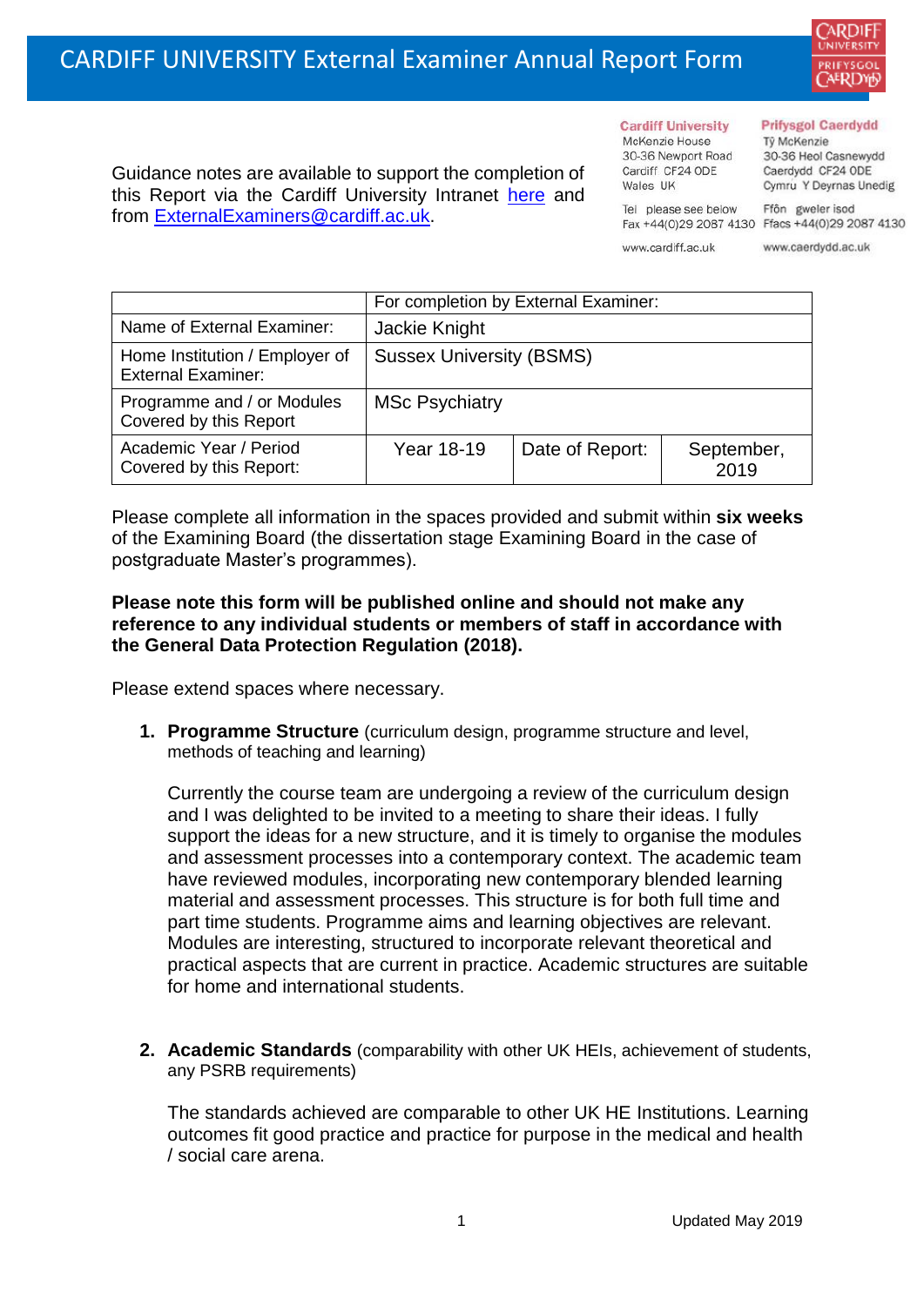# CARDIFF UNIVERSITY External Examiner Annual Report Form

Guidance notes are available to support the completion of this Report via the Cardiff University Intranet [here](#) and from [ExternalExaminers@cardiff.ac.uk](mailto:ExternalExaminers@cardiff.ac.uk).

**Cardiff University**
McKenzie House
30-36 Newport Road
Cardiff CF24 0DE
Wales UK

Tel please see below
Fax +44(0)29 2087 4130

www.cardiff.ac.uk

**Prifysgol Caerdydd**
Tŷ McKenzie
30-36 Heol Casnewydd
Caerdydd CF24 0DE
Cymru Y Deyrnas Unedig

Ffôn gweler isod
Ffacs +44(0)29 2087 4130

www.caerdydd.ac.uk

| | For completion by External Examiner: | | |
|---|---|---|---|
| Name of External Examiner: | Jackie Knight | | |
| Home Institution / Employer of External Examiner: | Sussex University (BSMS) | | |
| Programme and / or Modules Covered by this Report | MSc Psychiatry | | |
| Academic Year / Period Covered by this Report: | Year 18-19 | Date of Report: | September, 2019 |

Please complete all information in the spaces provided and submit within **six weeks** of the Examining Board (the dissertation stage Examining Board in the case of postgraduate Master's programmes).

**Please note this form will be published online and should not make any reference to any individual students or members of staff in accordance with the General Data Protection Regulation (2018).**

Please extend spaces where necessary.

1. **Programme Structure** (curriculum design, programme structure and level, methods of teaching and learning)

   Currently the course team are undergoing a review of the curriculum design and I was delighted to be invited to a meeting to share their ideas. I fully support the ideas for a new structure, and it is timely to organise the modules and assessment processes into a contemporary context. The academic team have reviewed modules, incorporating new contemporary blended learning material and assessment processes. This structure is for both full time and part time students. Programme aims and learning objectives are relevant. Modules are interesting, structured to incorporate relevant theoretical and practical aspects that are current in practice. Academic structures are suitable for home and international students.

2. **Academic Standards** (comparability with other UK HEIs, achievement of students, any PSRB requirements)

   The standards achieved are comparable to other UK HE Institutions. Learning outcomes fit good practice and practice for purpose in the medical and health / social care arena.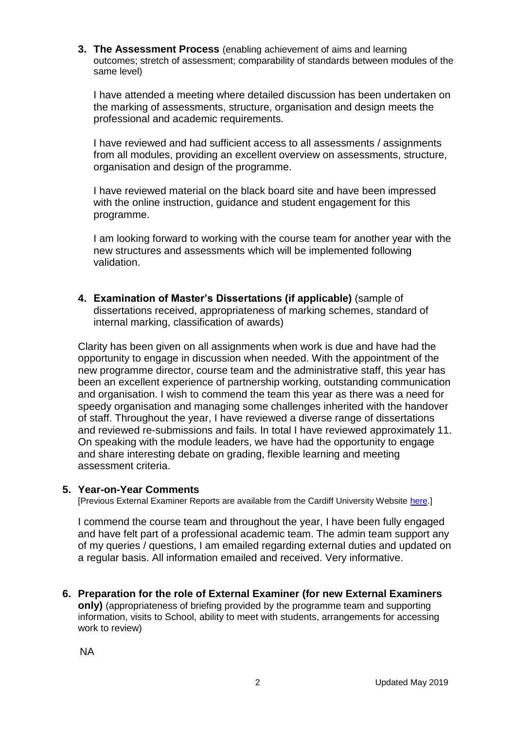**3. The Assessment Process** (enabling achievement of aims and learning outcomes; stretch of assessment; comparability of standards between modules of the same level)

I have attended a meeting where detailed discussion has been undertaken on the marking of assessments, structure, organisation and design meets the professional and academic requirements.

I have reviewed and had sufficient access to all assessments / assignments from all modules, providing an excellent overview on assessments, structure, organisation and design of the programme.

I have reviewed material on the black board site and have been impressed with the online instruction, guidance and student engagement for this programme.

I am looking forward to working with the course team for another year with the new structures and assessments which will be implemented following validation.

**4. Examination of Master's Dissertations (if applicable)** (sample of dissertations received, appropriateness of marking schemes, standard of internal marking, classification of awards)

Clarity has been given on all assignments when work is due and have had the opportunity to engage in discussion when needed. With the appointment of the new programme director, course team and the administrative staff, this year has been an excellent experience of partnership working, outstanding communication and organisation. I wish to commend the team this year as there was a need for speedy organisation and managing some challenges inherited with the handover of staff. Throughout the year, I have reviewed a diverse range of dissertations and reviewed re-submissions and fails. In total I have reviewed approximately 11. On speaking with the module leaders, we have had the opportunity to engage and share interesting debate on grading, flexible learning and meeting assessment criteria.

**5. Year-on-Year Comments**

[Previous External Examiner Reports are available from the Cardiff University Website here.]

I commend the course team and throughout the year, I have been fully engaged and have felt part of a professional academic team. The admin team support any of my queries / questions, I am emailed regarding external duties and updated on a regular basis. All information emailed and received. Very informative.

**6. Preparation for the role of External Examiner (for new External Examiners only)** (appropriateness of briefing provided by the programme team and supporting information, visits to School, ability to meet with students, arrangements for accessing work to review)

NA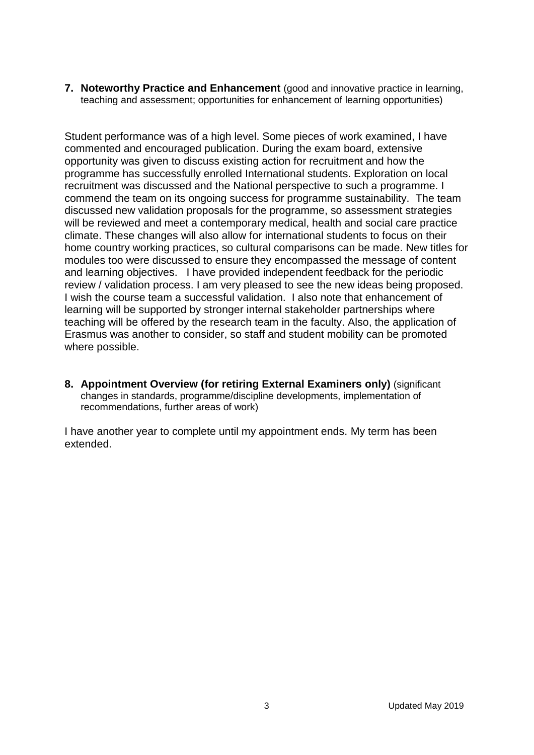**7. Noteworthy Practice and Enhancement** (good and innovative practice in learning, teaching and assessment; opportunities for enhancement of learning opportunities)

Student performance was of a high level. Some pieces of work examined, I have commented and encouraged publication. During the exam board, extensive opportunity was given to discuss existing action for recruitment and how the programme has successfully enrolled International students. Exploration on local recruitment was discussed and the National perspective to such a programme. I commend the team on its ongoing success for programme sustainability. The team discussed new validation proposals for the programme, so assessment strategies will be reviewed and meet a contemporary medical, health and social care practice climate. These changes will also allow for international students to focus on their home country working practices, so cultural comparisons can be made. New titles for modules too were discussed to ensure they encompassed the message of content and learning objectives. I have provided independent feedback for the periodic review / validation process. I am very pleased to see the new ideas being proposed. I wish the course team a successful validation. I also note that enhancement of learning will be supported by stronger internal stakeholder partnerships where teaching will be offered by the research team in the faculty. Also, the application of Erasmus was another to consider, so staff and student mobility can be promoted where possible.

**8. Appointment Overview (for retiring External Examiners only)** (significant changes in standards, programme/discipline developments, implementation of recommendations, further areas of work)

I have another year to complete until my appointment ends. My term has been extended.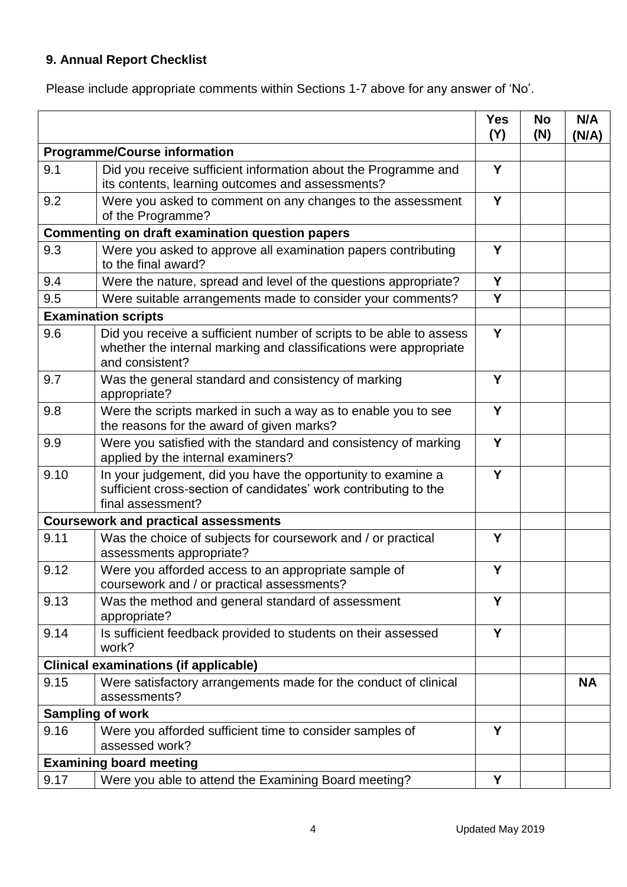### 9. Annual Report Checklist

Please include appropriate comments within Sections 1-7 above for any answer of 'No'.

| | | Yes (Y) | No (N) | N/A (N/A) |
|---|---|---|---|---|
| **Programme/Course information** | | | | |
| 9.1 | Did you receive sufficient information about the Programme and its contents, learning outcomes and assessments? | **Y** | | |
| 9.2 | Were you asked to comment on any changes to the assessment of the Programme? | **Y** | | |
| **Commenting on draft examination question papers** | | | | |
| 9.3 | Were you asked to approve all examination papers contributing to the final award? | **Y** | | |
| 9.4 | Were the nature, spread and level of the questions appropriate? | **Y** | | |
| 9.5 | Were suitable arrangements made to consider your comments? | **Y** | | |
| **Examination scripts** | | | | |
| 9.6 | Did you receive a sufficient number of scripts to be able to assess whether the internal marking and classifications were appropriate and consistent? | **Y** | | |
| 9.7 | Was the general standard and consistency of marking appropriate? | **Y** | | |
| 9.8 | Were the scripts marked in such a way as to enable you to see the reasons for the award of given marks? | **Y** | | |
| 9.9 | Were you satisfied with the standard and consistency of marking applied by the internal examiners? | **Y** | | |
| 9.10 | In your judgement, did you have the opportunity to examine a sufficient cross-section of candidates' work contributing to the final assessment? | **Y** | | |
| **Coursework and practical assessments** | | | | |
| 9.11 | Was the choice of subjects for coursework and / or practical assessments appropriate? | **Y** | | |
| 9.12 | Were you afforded access to an appropriate sample of coursework and / or practical assessments? | **Y** | | |
| 9.13 | Was the method and general standard of assessment appropriate? | **Y** | | |
| 9.14 | Is sufficient feedback provided to students on their assessed work? | **Y** | | |
| **Clinical examinations (if applicable)** | | | | |
| 9.15 | Were satisfactory arrangements made for the conduct of clinical assessments? | | | **NA** |
| **Sampling of work** | | | | |
| 9.16 | Were you afforded sufficient time to consider samples of assessed work? | **Y** | | |
| **Examining board meeting** | | | | |
| 9.17 | Were you able to attend the Examining Board meeting? | **Y** | | |

Updated May 2019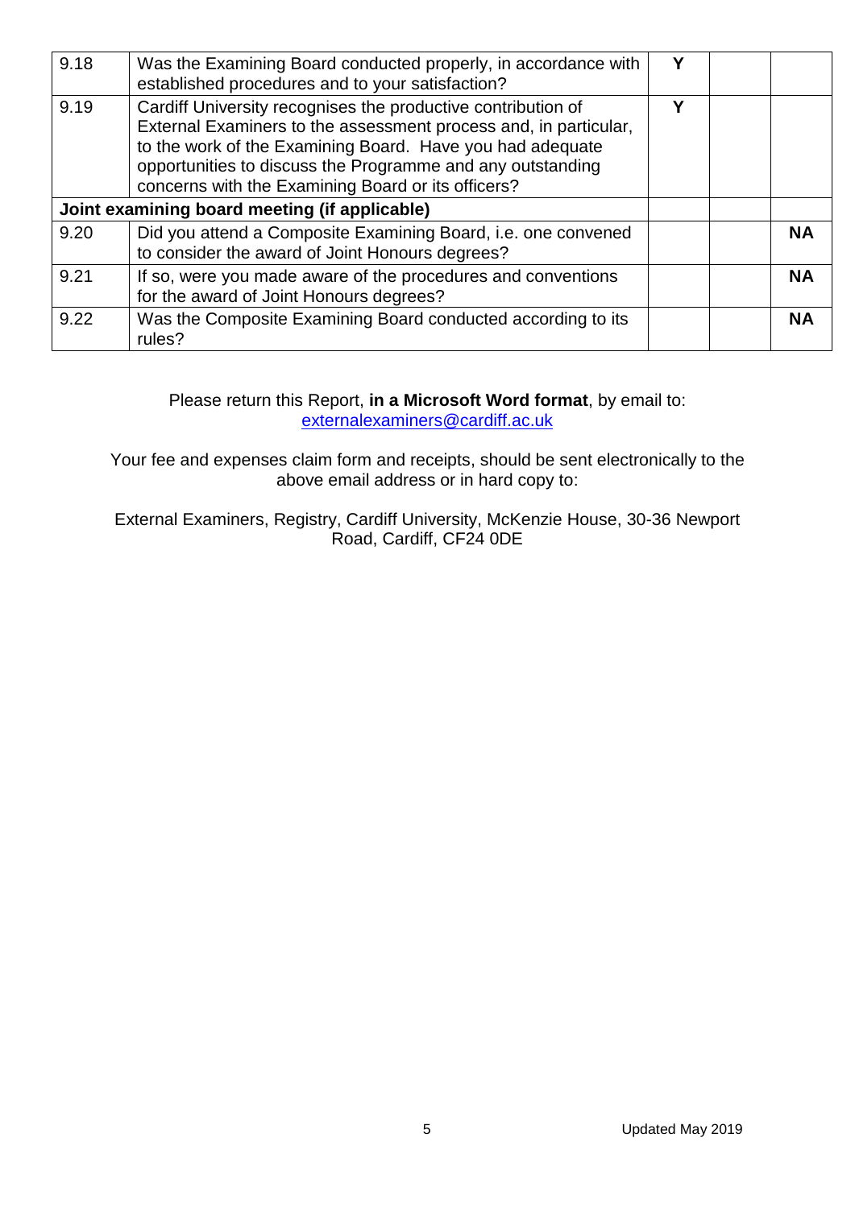| | | | | |
|---|---|---|---|---|
| 9.18 | Was the Examining Board conducted properly, in accordance with established procedures and to your satisfaction? | **Y** | | |
| 9.19 | Cardiff University recognises the productive contribution of External Examiners to the assessment process and, in particular, to the work of the Examining Board. Have you had adequate opportunities to discuss the Programme and any outstanding concerns with the Examining Board or its officers? | **Y** | | |
| **Joint examining board meeting (if applicable)** | | | | |
| 9.20 | Did you attend a Composite Examining Board, i.e. one convened to consider the award of Joint Honours degrees? | | | **NA** |
| 9.21 | If so, were you made aware of the procedures and conventions for the award of Joint Honours degrees? | | | **NA** |
| 9.22 | Was the Composite Examining Board conducted according to its rules? | | | **NA** |

Please return this Report, **in a Microsoft Word format**, by email to: externalexaminers@cardiff.ac.uk

Your fee and expenses claim form and receipts, should be sent electronically to the above email address or in hard copy to:

External Examiners, Registry, Cardiff University, McKenzie House, 30-36 Newport Road, Cardiff, CF24 0DE

Updated May 2019